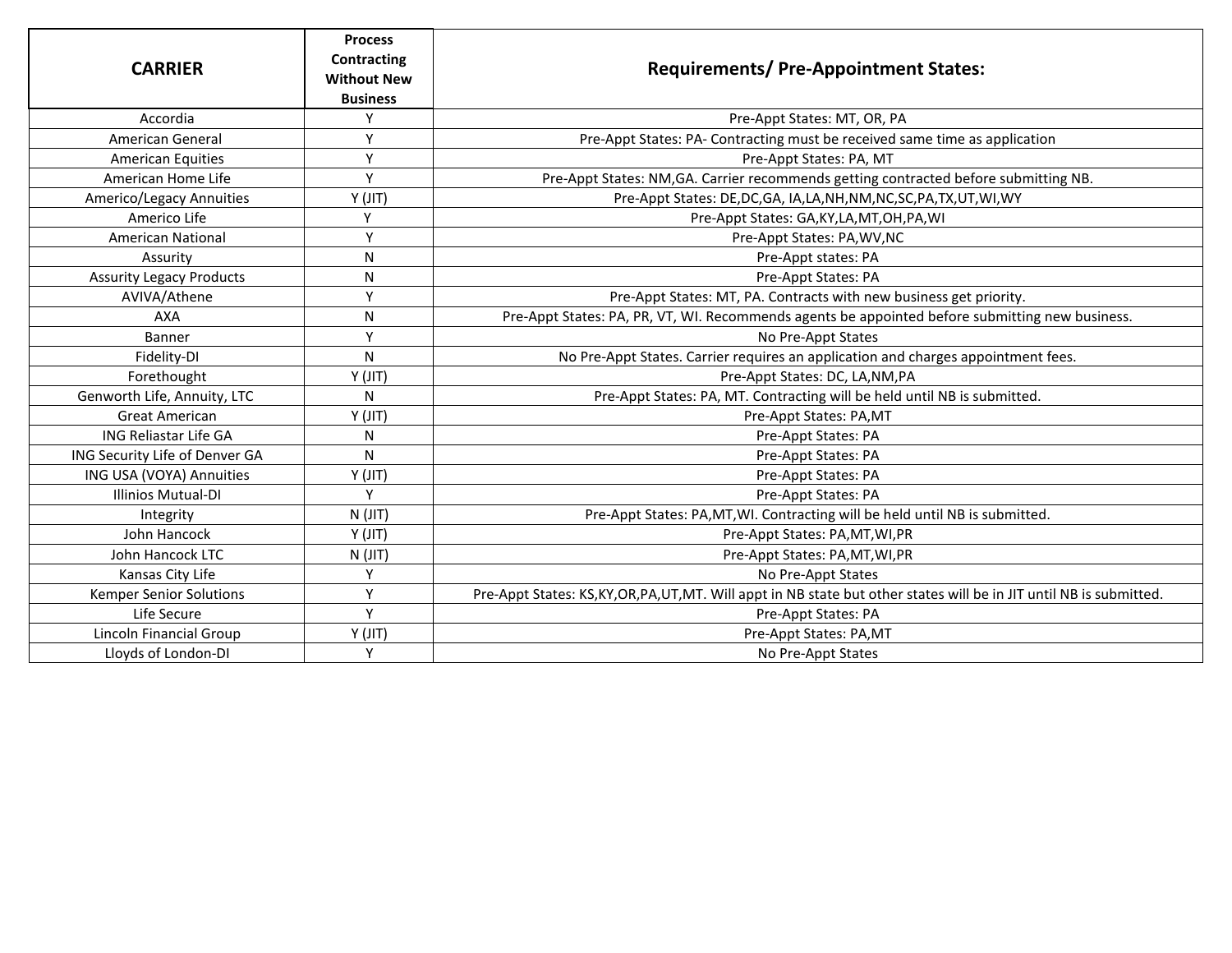| CARRIER | Process Contracting Without New Business | Requirements/ Pre-Appointment States: |
|---|---|---|
| Accordia | Y | Pre-Appt States: MT, OR, PA |
| American General | Y | Pre-Appt States: PA- Contracting must be received same time as application |
| American Equities | Y | Pre-Appt States: PA, MT |
| American Home Life | Y | Pre-Appt States: NM,GA. Carrier recommends getting contracted before submitting NB. |
| Americo/Legacy Annuities | Y (JIT) | Pre-Appt States: DE,DC,GA, IA,LA,NH,NM,NC,SC,PA,TX,UT,WI,WY |
| Americo Life | Y | Pre-Appt States: GA,KY,LA,MT,OH,PA,WI |
| American National | Y | Pre-Appt States: PA,WV,NC |
| Assurity | N | Pre-Appt states: PA |
| Assurity Legacy Products | N | Pre-Appt States: PA |
| AVIVA/Athene | Y | Pre-Appt States: MT, PA. Contracts with new business get priority. |
| AXA | N | Pre-Appt States: PA, PR, VT, WI. Recommends agents be appointed before submitting new business. |
| Banner | Y | No Pre-Appt States |
| Fidelity-DI | N | No Pre-Appt States. Carrier requires an application and charges appointment fees. |
| Forethought | Y (JIT) | Pre-Appt States: DC, LA,NM,PA |
| Genworth Life, Annuity, LTC | N | Pre-Appt States: PA, MT. Contracting will be held until NB is submitted. |
| Great American | Y (JIT) | Pre-Appt States: PA,MT |
| ING Reliastar Life GA | N | Pre-Appt States: PA |
| ING Security Life of Denver GA | N | Pre-Appt States: PA |
| ING USA (VOYA) Annuities | Y (JIT) | Pre-Appt States: PA |
| Illinios Mutual-DI | Y | Pre-Appt States: PA |
| Integrity | N (JIT) | Pre-Appt States: PA,MT,WI. Contracting will be held until NB is submitted. |
| John Hancock | Y (JIT) | Pre-Appt States: PA,MT,WI,PR |
| John Hancock LTC | N (JIT) | Pre-Appt States: PA,MT,WI,PR |
| Kansas City Life | Y | No Pre-Appt States |
| Kemper Senior Solutions | Y | Pre-Appt States: KS,KY,OR,PA,UT,MT. Will appt in NB state but other states will be in JIT until NB is submitted. |
| Life Secure | Y | Pre-Appt States: PA |
| Lincoln Financial Group | Y (JIT) | Pre-Appt States: PA,MT |
| Lloyds of London-DI | Y | No Pre-Appt States |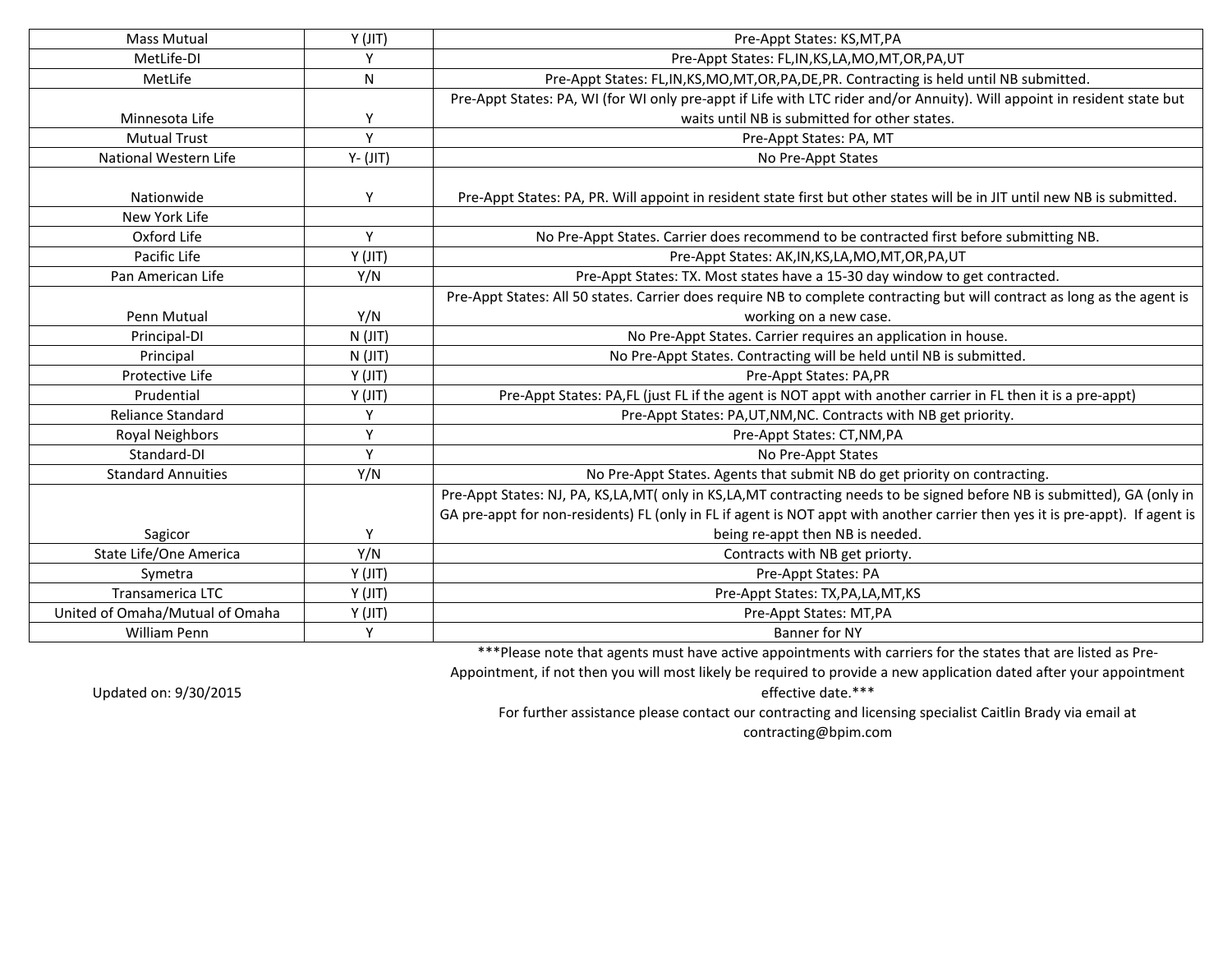| | | |
|---|---|---|
| Mass Mutual | Y (JIT) | Pre-Appt States: KS,MT,PA |
| MetLife-DI | Y | Pre-Appt States: FL,IN,KS,LA,MO,MT,OR,PA,UT |
| MetLife | N | Pre-Appt States: FL,IN,KS,MO,MT,OR,PA,DE,PR. Contracting is held until NB submitted. |
| Minnesota Life | Y | Pre-Appt States: PA, WI (for WI only pre-appt if Life with LTC rider and/or Annuity). Will appoint in resident state but waits until NB is submitted for other states. |
| Mutual Trust | Y | Pre-Appt States: PA, MT |
| National Western Life | Y- (JIT) | No Pre-Appt States |
| Nationwide | Y | Pre-Appt States: PA, PR. Will appoint in resident state first but other states will be in JIT until new NB is submitted. |
| New York Life | | |
| Oxford Life | Y | No Pre-Appt States. Carrier does recommend to be contracted first before submitting NB. |
| Pacific Life | Y (JIT) | Pre-Appt States: AK,IN,KS,LA,MO,MT,OR,PA,UT |
| Pan American Life | Y/N | Pre-Appt States: TX. Most states have a 15-30 day window to get contracted. |
| Penn Mutual | Y/N | Pre-Appt States: All 50 states. Carrier does require NB to complete contracting but will contract as long as the agent is working on a new case. |
| Principal-DI | N (JIT) | No Pre-Appt States. Carrier requires an application in house. |
| Principal | N (JIT) | No Pre-Appt States. Contracting will be held until NB is submitted. |
| Protective Life | Y (JIT) | Pre-Appt States: PA,PR |
| Prudential | Y (JIT) | Pre-Appt States: PA,FL (just FL if the agent is NOT appt with another carrier in FL then it is a pre-appt) |
| Reliance Standard | Y | Pre-Appt States: PA,UT,NM,NC. Contracts with NB get priority. |
| Royal Neighbors | Y | Pre-Appt States: CT,NM,PA |
| Standard-DI | Y | No Pre-Appt States |
| Standard Annuities | Y/N | No Pre-Appt States. Agents that submit NB do get priority on contracting. |
| Sagicor | Y | Pre-Appt States: NJ, PA, KS,LA,MT( only in KS,LA,MT contracting needs to be signed before NB is submitted), GA (only in GA pre-appt for non-residents) FL (only in FL if agent is NOT appt with another carrier then yes it is pre-appt). If agent is being re-appt then NB is needed. |
| State Life/One America | Y/N | Contracts with NB get priorty. |
| Symetra | Y (JIT) | Pre-Appt States: PA |
| Transamerica LTC | Y (JIT) | Pre-Appt States: TX,PA,LA,MT,KS |
| United of Omaha/Mutual of Omaha | Y (JIT) | Pre-Appt States: MT,PA |
| William Penn | Y | Banner for NY |

Updated on: 9/30/2015

***Please note that agents must have active appointments with carriers for the states that are listed as Pre-Appointment, if not then you will most likely be required to provide a new application dated after your appointment effective date.***

For further assistance please contact our contracting and licensing specialist Caitlin Brady via email at contracting@bpim.com